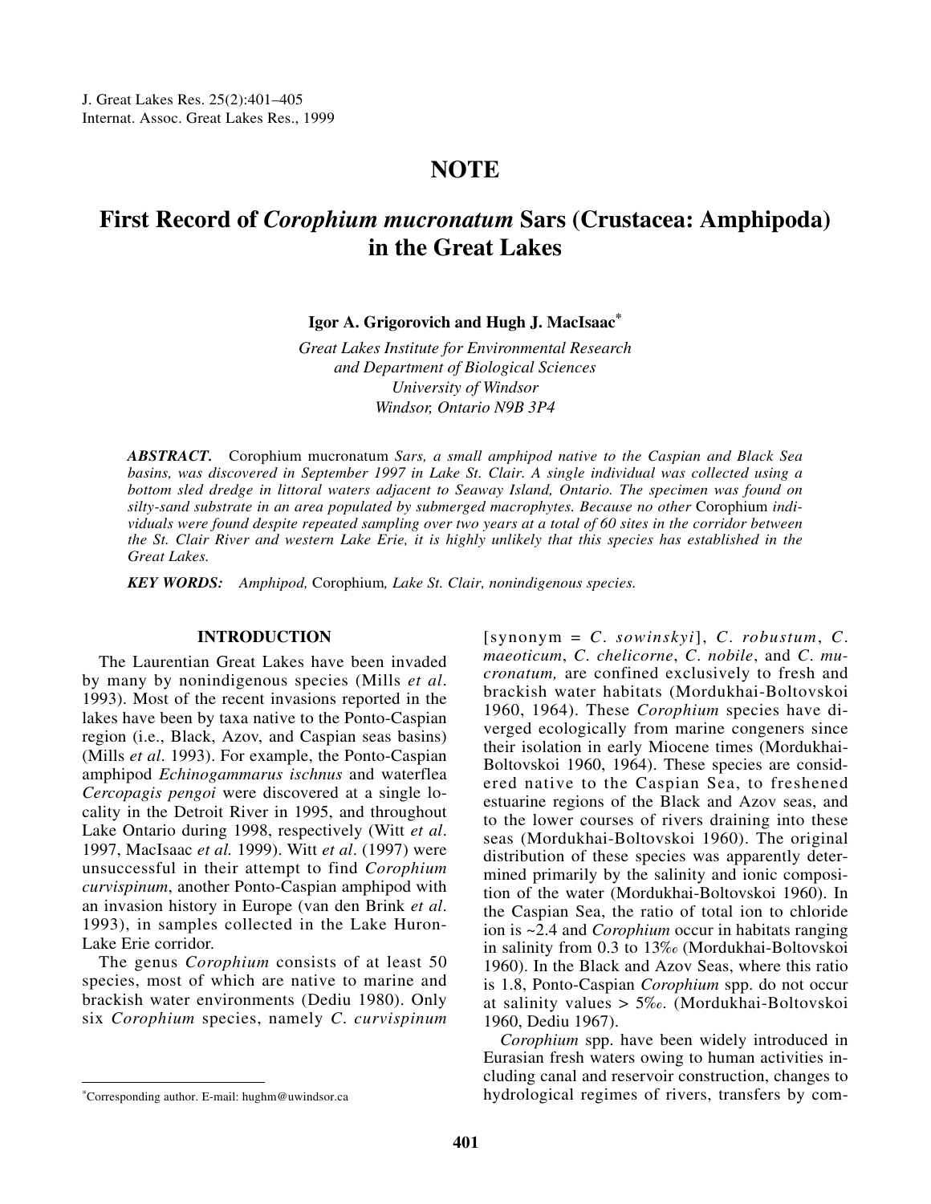# NOTE

# First Record of *Corophium mucronatum* Sars (Crustacea: Amphipoda) in the Great Lakes

**Igor A. Grigorovich and Hugh J. MacIsaac**[*]

*Great Lakes Institute for Environmental Research and Department of Biological Sciences University of Windsor Windsor, Ontario N9B 3P4*

***ABSTRACT.*** *Corophium mucronatum* *Sars, a small amphipod native to the Caspian and Black Sea basins, was discovered in September 1997 in Lake St. Clair. A single individual was collected using a bottom sled dredge in littoral waters adjacent to Seaway Island, Ontario. The specimen was found on silty-sand substrate in an area populated by submerged macrophytes. Because no other* Corophium *individuals were found despite repeated sampling over two years at a total of 60 sites in the corridor between the St. Clair River and western Lake Erie, it is highly unlikely that this species has established in the Great Lakes.*

***KEY WORDS:*** *Amphipod,* Corophium*, Lake St. Clair, nonindigenous species.*

## INTRODUCTION

The Laurentian Great Lakes have been invaded by many by nonindigenous species (Mills *et al*. 1993). Most of the recent invasions reported in the lakes have been by taxa native to the Ponto-Caspian region (i.e., Black, Azov, and Caspian seas basins) (Mills *et al*. 1993). For example, the Ponto-Caspian amphipod *Echinogammarus ischnus* and waterflea *Cercopagis pengoi* were discovered at a single locality in the Detroit River in 1995, and throughout Lake Ontario during 1998, respectively (Witt *et al*. 1997, MacIsaac *et al.* 1999). Witt *et al*. (1997) were unsuccessful in their attempt to find *Corophium curvispinum*, another Ponto-Caspian amphipod with an invasion history in Europe (van den Brink *et al*. 1993), in samples collected in the Lake Huron-Lake Erie corridor.

The genus *Corophium* consists of at least 50 species, most of which are native to marine and brackish water environments (Dediu 1980). Only six *Corophium* species, namely *C. curvispinum* [synonym = *C. sowinskyi*], *C. robustum*, *C. maeoticum*, *C. chelicorne*, *C. nobile*, and *C. mucronatum,* are confined exclusively to fresh and brackish water habitats (Mordukhai-Boltovskoi 1960, 1964). These *Corophium* species have diverged ecologically from marine congeners since their isolation in early Miocene times (Mordukhai-Boltovskoi 1960, 1964). These species are considered native to the Caspian Sea, to freshened estuarine regions of the Black and Azov seas, and to the lower courses of rivers draining into these seas (Mordukhai-Boltovskoi 1960). The original distribution of these species was apparently determined primarily by the salinity and ionic composition of the water (Mordukhai-Boltovskoi 1960). In the Caspian Sea, the ratio of total ion to chloride ion is ~2.4 and *Corophium* occur in habitats ranging in salinity from 0.3 to 13‰ (Mordukhai-Boltovskoi 1960). In the Black and Azov Seas, where this ratio is 1.8, Ponto-Caspian *Corophium* spp. do not occur at salinity values > 5‰. (Mordukhai-Boltovskoi 1960, Dediu 1967).

*Corophium* spp. have been widely introduced in Eurasian fresh waters owing to human activities including canal and reservoir construction, changes to hydrological regimes of rivers, transfers by com-

[*]Corresponding author. E-mail: hughm@uwindsor.ca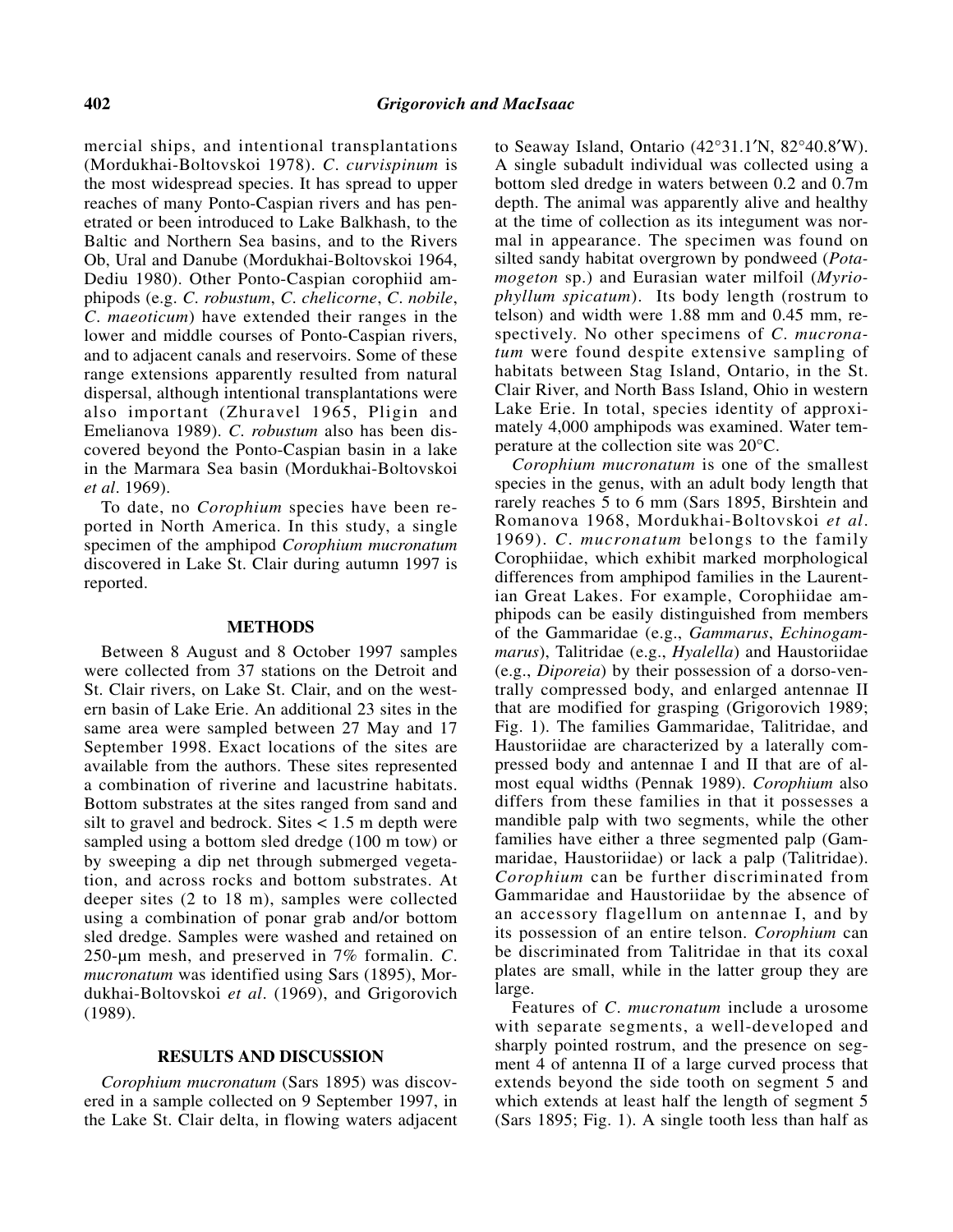mercial ships, and intentional transplantations (Mordukhai-Boltovskoi 1978). *C. curvispinum* is the most widespread species. It has spread to upper reaches of many Ponto-Caspian rivers and has penetrated or been introduced to Lake Balkhash, to the Baltic and Northern Sea basins, and to the Rivers Ob, Ural and Danube (Mordukhai-Boltovskoi 1964, Dediu 1980). Other Ponto-Caspian corophiid amphipods (e.g. *C. robustum*, *C. chelicorne*, *C. nobile*, *C. maeoticum*) have extended their ranges in the lower and middle courses of Ponto-Caspian rivers, and to adjacent canals and reservoirs. Some of these range extensions apparently resulted from natural dispersal, although intentional transplantations were also important (Zhuravel 1965, Pligin and Emelianova 1989). *C. robustum* also has been discovered beyond the Ponto-Caspian basin in a lake in the Marmara Sea basin (Mordukhai-Boltovskoi *et al*. 1969).

To date, no *Corophium* species have been reported in North America. In this study, a single specimen of the amphipod *Corophium mucronatum* discovered in Lake St. Clair during autumn 1997 is reported.

## METHODS

Between 8 August and 8 October 1997 samples were collected from 37 stations on the Detroit and St. Clair rivers, on Lake St. Clair, and on the western basin of Lake Erie. An additional 23 sites in the same area were sampled between 27 May and 17 September 1998. Exact locations of the sites are available from the authors. These sites represented a combination of riverine and lacustrine habitats. Bottom substrates at the sites ranged from sand and silt to gravel and bedrock. Sites < 1.5 m depth were sampled using a bottom sled dredge (100 m tow) or by sweeping a dip net through submerged vegetation, and across rocks and bottom substrates. At deeper sites (2 to 18 m), samples were collected using a combination of ponar grab and/or bottom sled dredge. Samples were washed and retained on 250-μm mesh, and preserved in 7% formalin. *C. mucronatum* was identified using Sars (1895), Mordukhai-Boltovskoi *et al*. (1969), and Grigorovich (1989).

## RESULTS AND DISCUSSION

*Corophium mucronatum* (Sars 1895) was discovered in a sample collected on 9 September 1997, in the Lake St. Clair delta, in flowing waters adjacent to Seaway Island, Ontario (42°31.1′N, 82°40.8′W). A single subadult individual was collected using a bottom sled dredge in waters between 0.2 and 0.7m depth. The animal was apparently alive and healthy at the time of collection as its integument was normal in appearance. The specimen was found on silted sandy habitat overgrown by pondweed (*Potamogeton* sp.) and Eurasian water milfoil (*Myriophyllum spicatum*). Its body length (rostrum to telson) and width were 1.88 mm and 0.45 mm, respectively. No other specimens of *C. mucronatum* were found despite extensive sampling of habitats between Stag Island, Ontario, in the St. Clair River, and North Bass Island, Ohio in western Lake Erie. In total, species identity of approximately 4,000 amphipods was examined. Water temperature at the collection site was 20°C.

*Corophium mucronatum* is one of the smallest species in the genus, with an adult body length that rarely reaches 5 to 6 mm (Sars 1895, Birshtein and Romanova 1968, Mordukhai-Boltovskoi *et al*. 1969). *C. mucronatum* belongs to the family Corophiidae, which exhibit marked morphological differences from amphipod families in the Laurentian Great Lakes. For example, Corophiidae amphipods can be easily distinguished from members of the Gammaridae (e.g., *Gammarus*, *Echinogammarus*), Talitridae (e.g., *Hyalella*) and Haustoriidae (e.g., *Diporeia*) by their possession of a dorso-ventrally compressed body, and enlarged antennae II that are modified for grasping (Grigorovich 1989; Fig. 1). The families Gammaridae, Talitridae, and Haustoriidae are characterized by a laterally compressed body and antennae I and II that are of almost equal widths (Pennak 1989). *Corophium* also differs from these families in that it possesses a mandible palp with two segments, while the other families have either a three segmented palp (Gammaridae, Haustoriidae) or lack a palp (Talitridae). *Corophium* can be further discriminated from Gammaridae and Haustoriidae by the absence of an accessory flagellum on antennae I, and by its possession of an entire telson. *Corophium* can be discriminated from Talitridae in that its coxal plates are small, while in the latter group they are large.

Features of *C. mucronatum* include a urosome with separate segments, a well-developed and sharply pointed rostrum, and the presence on segment 4 of antenna II of a large curved process that extends beyond the side tooth on segment 5 and which extends at least half the length of segment 5 (Sars 1895; Fig. 1). A single tooth less than half as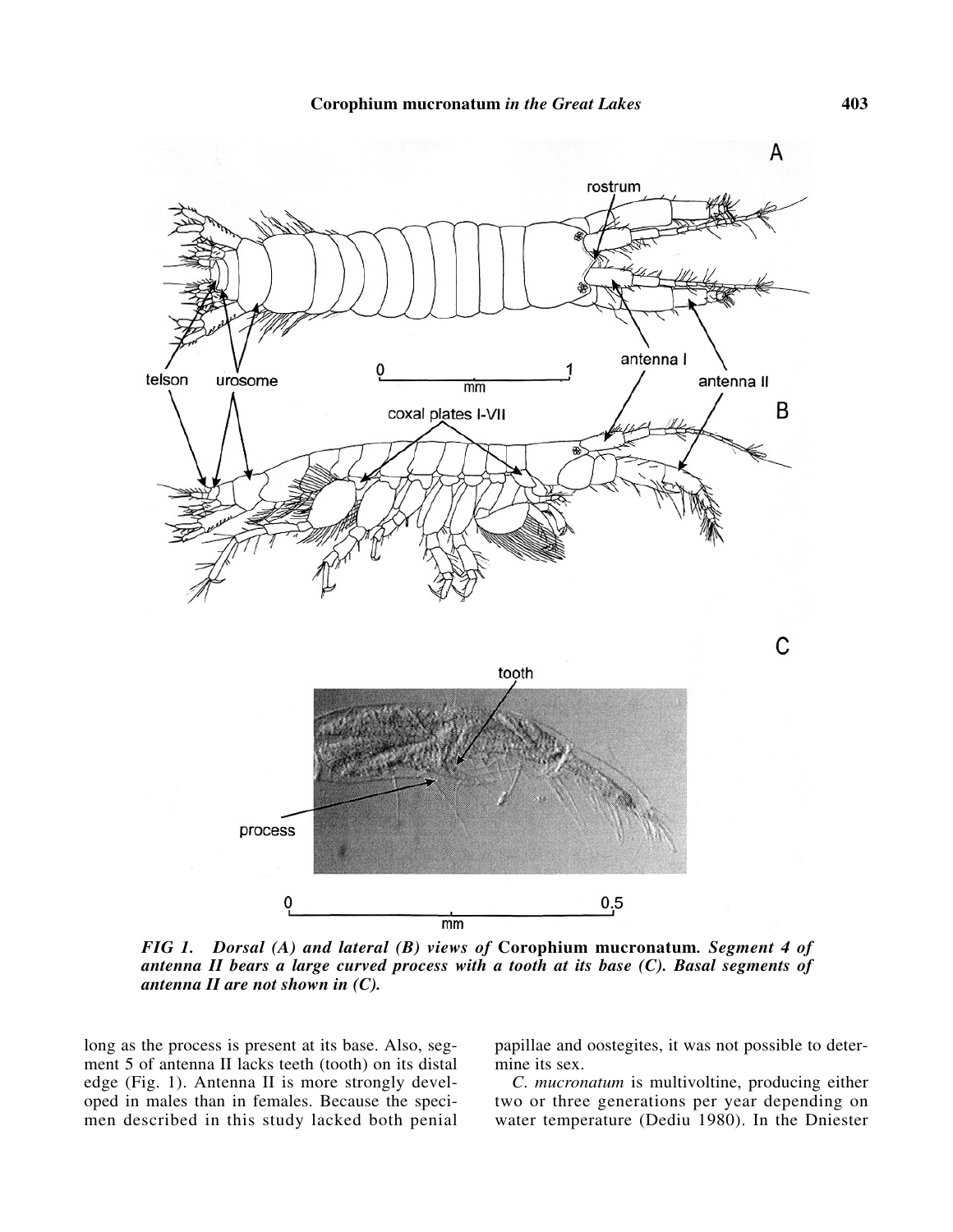*FIG 1. Dorsal (A) and lateral (B) views of* **Corophium mucronatum.** *Segment 4 of antenna II bears a large curved process with a tooth at its base (C). Basal segments of antenna II are not shown in (C).*

long as the process is present at its base. Also, segment 5 of antenna II lacks teeth (tooth) on its distal edge (Fig. 1). Antenna II is more strongly developed in males than in females. Because the specimen described in this study lacked both penial papillae and oostegites, it was not possible to determine its sex.

*C. mucronatum* is multivoltine, producing either two or three generations per year depending on water temperature (Dediu 1980). In the Dniester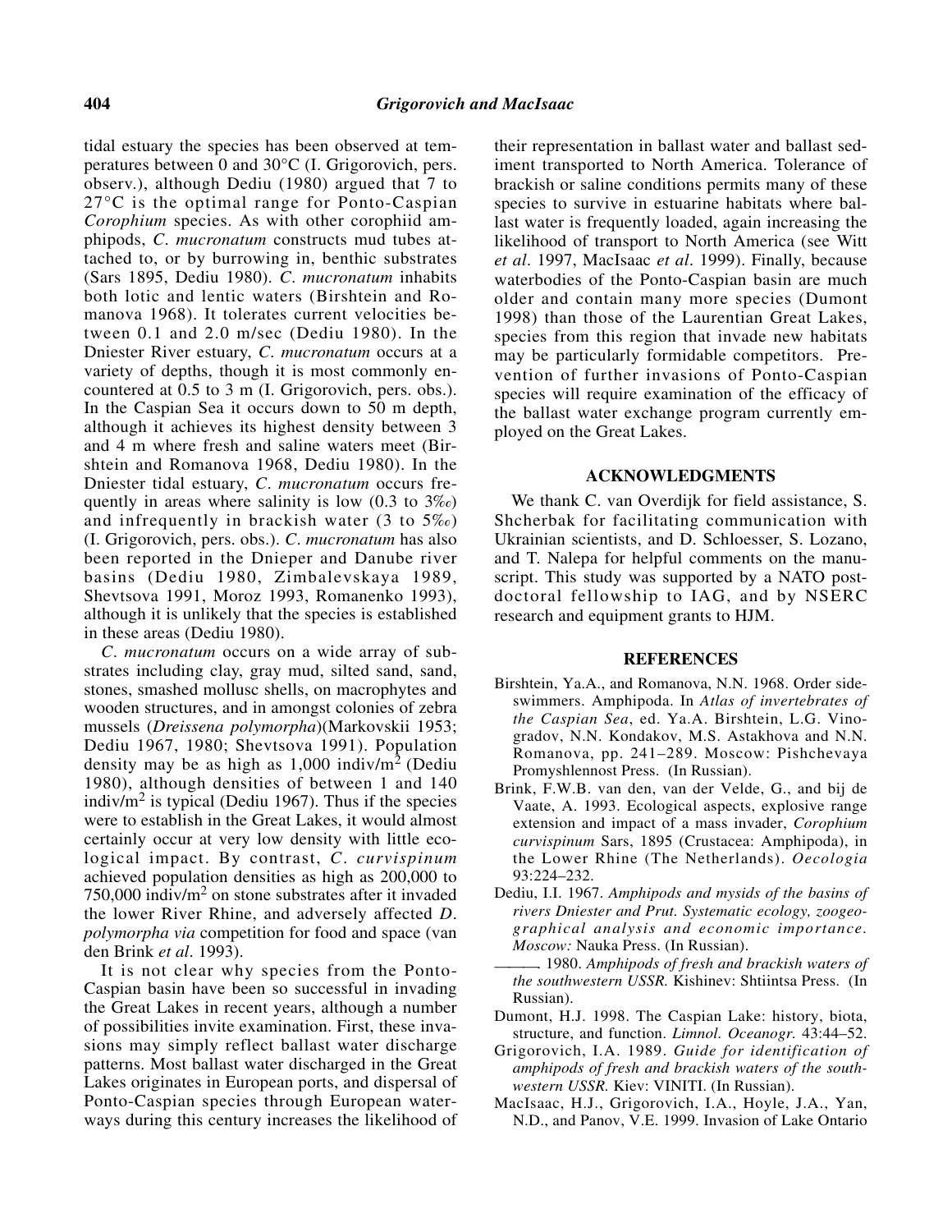tidal estuary the species has been observed at temperatures between 0 and 30°C (I. Grigorovich, pers. observ.), although Dediu (1980) argued that 7 to 27°C is the optimal range for Ponto-Caspian *Corophium* species. As with other corophiid amphipods, *C. mucronatum* constructs mud tubes attached to, or by burrowing in, benthic substrates (Sars 1895, Dediu 1980). *C. mucronatum* inhabits both lotic and lentic waters (Birshtein and Romanova 1968). It tolerates current velocities between 0.1 and 2.0 m/sec (Dediu 1980). In the Dniester River estuary, *C. mucronatum* occurs at a variety of depths, though it is most commonly encountered at 0.5 to 3 m (I. Grigorovich, pers. obs.). In the Caspian Sea it occurs down to 50 m depth, although it achieves its highest density between 3 and 4 m where fresh and saline waters meet (Birshtein and Romanova 1968, Dediu 1980). In the Dniester tidal estuary, *C. mucronatum* occurs frequently in areas where salinity is low (0.3 to 3‰) and infrequently in brackish water (3 to 5‰) (I. Grigorovich, pers. obs.). *C. mucronatum* has also been reported in the Dnieper and Danube river basins (Dediu 1980, Zimbalevskaya 1989, Shevtsova 1991, Moroz 1993, Romanenko 1993), although it is unlikely that the species is established in these areas (Dediu 1980).

*C. mucronatum* occurs on a wide array of substrates including clay, gray mud, silted sand, sand, stones, smashed mollusc shells, on macrophytes and wooden structures, and in amongst colonies of zebra mussels (*Dreissena polymorpha*)(Markovskii 1953; Dediu 1967, 1980; Shevtsova 1991). Population density may be as high as 1,000 indiv/m$^2$ (Dediu 1980), although densities of between 1 and 140 indiv/m$^2$ is typical (Dediu 1967). Thus if the species were to establish in the Great Lakes, it would almost certainly occur at very low density with little ecological impact. By contrast, *C. curvispinum* achieved population densities as high as 200,000 to 750,000 indiv/m$^2$ on stone substrates after it invaded the lower River Rhine, and adversely affected *D. polymorpha via* competition for food and space (van den Brink *et al*. 1993).

It is not clear why species from the Ponto-Caspian basin have been so successful in invading the Great Lakes in recent years, although a number of possibilities invite examination. First, these invasions may simply reflect ballast water discharge patterns. Most ballast water discharged in the Great Lakes originates in European ports, and dispersal of Ponto-Caspian species through European waterways during this century increases the likelihood of their representation in ballast water and ballast sediment transported to North America. Tolerance of brackish or saline conditions permits many of these species to survive in estuarine habitats where ballast water is frequently loaded, again increasing the likelihood of transport to North America (see Witt *et al*. 1997, MacIsaac *et al*. 1999). Finally, because waterbodies of the Ponto-Caspian basin are much older and contain many more species (Dumont 1998) than those of the Laurentian Great Lakes, species from this region that invade new habitats may be particularly formidable competitors. Prevention of further invasions of Ponto-Caspian species will require examination of the efficacy of the ballast water exchange program currently employed on the Great Lakes.

## ACKNOWLEDGMENTS

We thank C. van Overdijk for field assistance, S. Shcherbak for facilitating communication with Ukrainian scientists, and D. Schloesser, S. Lozano, and T. Nalepa for helpful comments on the manuscript. This study was supported by a NATO post-doctoral fellowship to IAG, and by NSERC research and equipment grants to HJM.

## REFERENCES

Birshtein, Ya.A., and Romanova, N.N. 1968. Order side-swimmers. Amphipoda. In *Atlas of invertebrates of the Caspian Sea*, ed. Ya.A. Birshtein, L.G. Vinogradov, N.N. Kondakov, M.S. Astakhova and N.N. Romanova, pp. 241–289. Moscow: Pishchevaya Promyshlennost Press. (In Russian).

Brink, F.W.B. van den, van der Velde, G., and bij de Vaate, A. 1993. Ecological aspects, explosive range extension and impact of a mass invader, *Corophium curvispinum* Sars, 1895 (Crustacea: Amphipoda), in the Lower Rhine (The Netherlands). *Oecologia* 93:224–232.

Dediu, I.I. 1967. *Amphipods and mysids of the basins of rivers Dniester and Prut. Systematic ecology, zoogeographical analysis and economic importance. Moscow:* Nauka Press. (In Russian).

———. 1980. *Amphipods of fresh and brackish waters of the southwestern USSR.* Kishinev: Shtiintsa Press. (In Russian).

Dumont, H.J. 1998. The Caspian Lake: history, biota, structure, and function. *Limnol. Oceanogr.* 43:44–52.

Grigorovich, I.A. 1989. *Guide for identification of amphipods of fresh and brackish waters of the southwestern USSR.* Kiev: VINITI. (In Russian).

MacIsaac, H.J., Grigorovich, I.A., Hoyle, J.A., Yan, N.D., and Panov, V.E. 1999. Invasion of Lake Ontario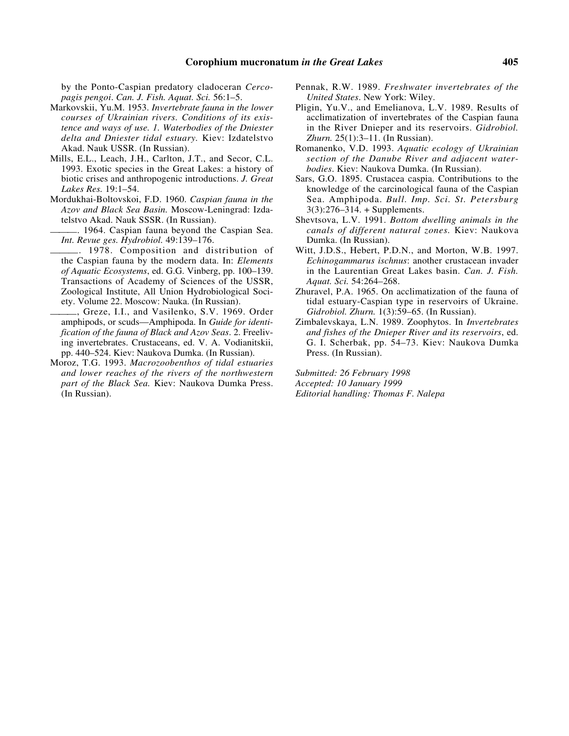by the Ponto-Caspian predatory cladoceran *Cercopagis pengoi*. *Can. J. Fish. Aquat. Sci.* 56:1–5.

Markovskii, Yu.M. 1953. *Invertebrate fauna in the lower courses of Ukrainian rivers. Conditions of its existence and ways of use. 1. Waterbodies of the Dniester delta and Dniester tidal estuary.* Kiev: Izdatelstvo Akad. Nauk USSR. (In Russian).

Mills, E.L., Leach, J.H., Carlton, J.T., and Secor, C.L. 1993. Exotic species in the Great Lakes: a history of biotic crises and anthropogenic introductions. *J. Great Lakes Res.* 19:1–54.

Mordukhai-Boltovskoi, F.D. 1960. *Caspian fauna in the Azov and Black Sea Basin.* Moscow-Leningrad: Izdatelstvo Akad. Nauk SSSR. (In Russian).

______. 1964. Caspian fauna beyond the Caspian Sea. *Int. Revue ges. Hydrobiol.* 49:139–176.

______. 1978. Composition and distribution of the Caspian fauna by the modern data. In: *Elements of Aquatic Ecosystems*, ed. G.G. Vinberg, pp. 100–139. Transactions of Academy of Sciences of the USSR, Zoological Institute, All Union Hydrobiological Society. Volume 22. Moscow: Nauka. (In Russian).

______, Greze, I.I., and Vasilenko, S.V. 1969. Order amphipods, or scuds—Amphipoda. In *Guide for identification of the fauna of Black and Azov Seas*. 2. Freeliving invertebrates. Crustaceans, ed. V. A. Vodianitskii, pp. 440–524. Kiev: Naukova Dumka. (In Russian).

Moroz, T.G. 1993. *Macrozoobenthos of tidal estuaries and lower reaches of the rivers of the northwestern part of the Black Sea.* Kiev: Naukova Dumka Press. (In Russian).

Pennak, R.W. 1989. *Freshwater invertebrates of the United States*. New York: Wiley.

Pligin, Yu.V., and Emelianova, L.V. 1989. Results of acclimatization of invertebrates of the Caspian fauna in the River Dnieper and its reservoirs. *Gidrobiol. Zhurn.* 25(1):3–11. (In Russian).

Romanenko, V.D. 1993. *Aquatic ecology of Ukrainian section of the Danube River and adjacent waterbodies*. Kiev: Naukova Dumka. (In Russian).

Sars, G.O. 1895. Crustacea caspia. Contributions to the knowledge of the carcinological fauna of the Caspian Sea. Amphipoda. *Bull. Imp. Sci. St. Petersburg* 3(3):276–314. + Supplements.

Shevtsova, L.V. 1991. *Bottom dwelling animals in the canals of different natural zones.* Kiev: Naukova Dumka. (In Russian).

Witt, J.D.S., Hebert, P.D.N., and Morton, W.B. 1997. *Echinogammarus ischnus*: another crustacean invader in the Laurentian Great Lakes basin. *Can. J. Fish. Aquat. Sci.* 54:264–268.

Zhuravel, P.A. 1965. On acclimatization of the fauna of tidal estuary-Caspian type in reservoirs of Ukraine. *Gidrobiol. Zhurn.* 1(3):59–65. (In Russian).

Zimbalevskaya, L.N. 1989. Zoophytos. In *Invertebrates and fishes of the Dnieper River and its reservoirs*, ed. G. I. Scherbak, pp. 54–73. Kiev: Naukova Dumka Press. (In Russian).

*Submitted: 26 February 1998*
*Accepted: 10 January 1999*
*Editorial handling: Thomas F. Nalepa*